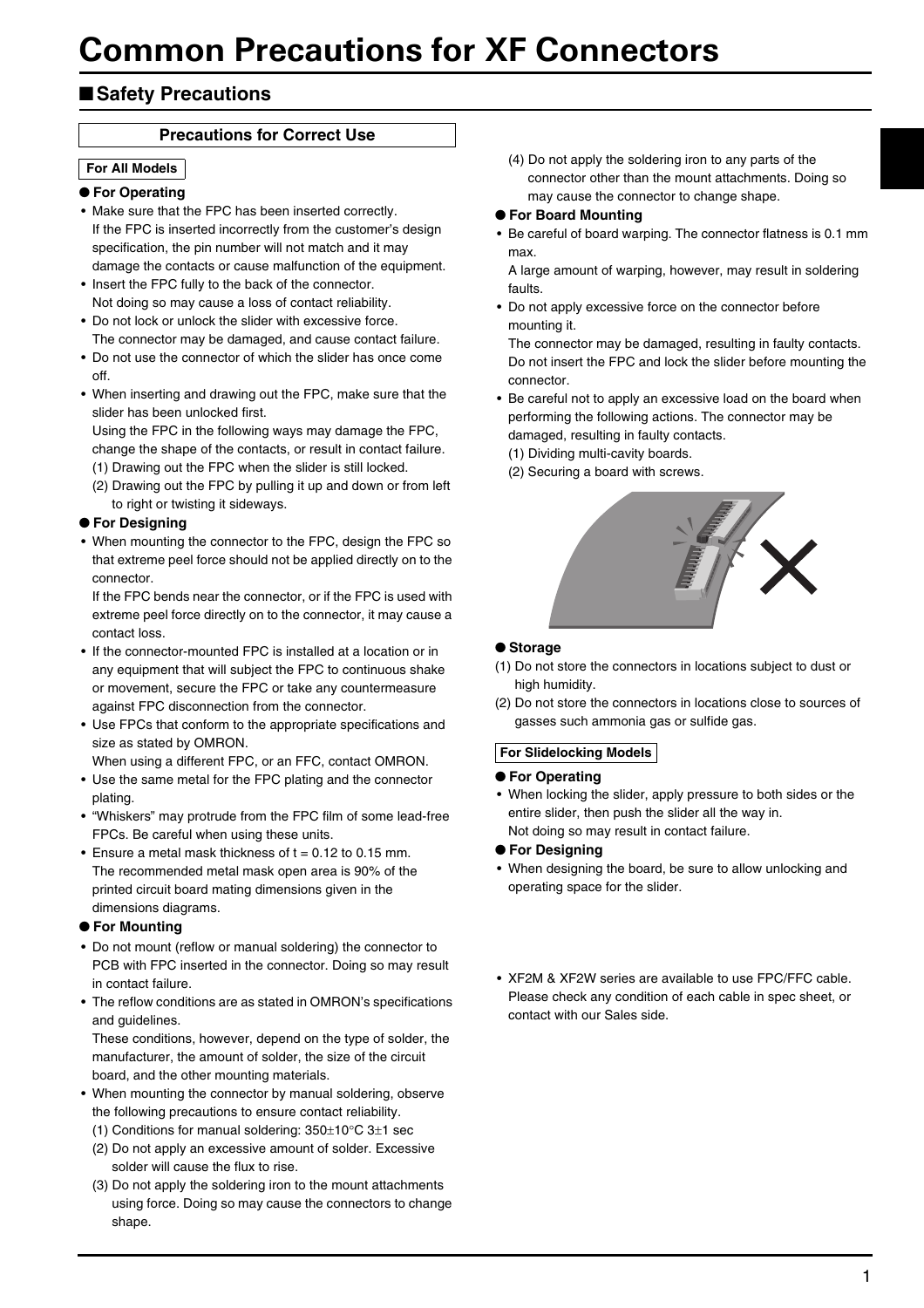# Common Precautions for XF Connectors

## ■ Safety Precautions

### Precautions for Correct Use

**For All Models**

**● For Operating**

- Make sure that the FPC has been inserted correctly.
  If the FPC is inserted incorrectly from the customer's design specification, the pin number will not match and it may damage the contacts or cause malfunction of the equipment.
- Insert the FPC fully to the back of the connector.
  Not doing so may cause a loss of contact reliability.
- Do not lock or unlock the slider with excessive force.
  The connector may be damaged, and cause contact failure.
- Do not use the connector of which the slider has once come off.
- When inserting and drawing out the FPC, make sure that the slider has been unlocked first.
  Using the FPC in the following ways may damage the FPC, change the shape of the contacts, or result in contact failure.
  (1) Drawing out the FPC when the slider is still locked.
  (2) Drawing out the FPC by pulling it up and down or from left to right or twisting it sideways.

**● For Designing**

- When mounting the connector to the FPC, design the FPC so that extreme peel force should not be applied directly on to the connector.
  If the FPC bends near the connector, or if the FPC is used with extreme peel force directly on to the connector, it may cause a contact loss.
- If the connector-mounted FPC is installed at a location or in any equipment that will subject the FPC to continuous shake or movement, secure the FPC or take any countermeasure against FPC disconnection from the connector.
- Use FPCs that conform to the appropriate specifications and size as stated by OMRON.
  When using a different FPC, or an FFC, contact OMRON.
- Use the same metal for the FPC plating and the connector plating.
- "Whiskers" may protrude from the FPC film of some lead-free FPCs. Be careful when using these units.
- Ensure a metal mask thickness of t = 0.12 to 0.15 mm.
  The recommended metal mask open area is 90% of the printed circuit board mating dimensions given in the dimensions diagrams.

**● For Mounting**

- Do not mount (reflow or manual soldering) the connector to PCB with FPC inserted in the connector. Doing so may result in contact failure.
- The reflow conditions are as stated in OMRON's specifications and guidelines.
  These conditions, however, depend on the type of solder, the manufacturer, the amount of solder, the size of the circuit board, and the other mounting materials.
- When mounting the connector by manual soldering, observe the following precautions to ensure contact reliability.
  (1) Conditions for manual soldering: 350±10°C 3±1 sec
  (2) Do not apply an excessive amount of solder. Excessive solder will cause the flux to rise.
  (3) Do not apply the soldering iron to the mount attachments using force. Doing so may cause the connectors to change shape.
  (4) Do not apply the soldering iron to any parts of the connector other than the mount attachments. Doing so may cause the connector to change shape.

**● For Board Mounting**

- Be careful of board warping. The connector flatness is 0.1 mm max.
  A large amount of warping, however, may result in soldering faults.
- Do not apply excessive force on the connector before mounting it.
  The connector may be damaged, resulting in faulty contacts.
  Do not insert the FPC and lock the slider before mounting the connector.
- Be careful not to apply an excessive load on the board when performing the following actions. The connector may be damaged, resulting in faulty contacts.
  (1) Dividing multi-cavity boards.
  (2) Securing a board with screws.

**● Storage**

(1) Do not store the connectors in locations subject to dust or high humidity.
(2) Do not store the connectors in locations close to sources of gasses such ammonia gas or sulfide gas.

**For Slidelocking Models**

**● For Operating**

- When locking the slider, apply pressure to both sides or the entire slider, then push the slider all the way in.
  Not doing so may result in contact failure.

**● For Designing**

- When designing the board, be sure to allow unlocking and operating space for the slider.

- XF2M & XF2W series are available to use FPC/FFC cable. Please check any condition of each cable in spec sheet, or contact with our Sales side.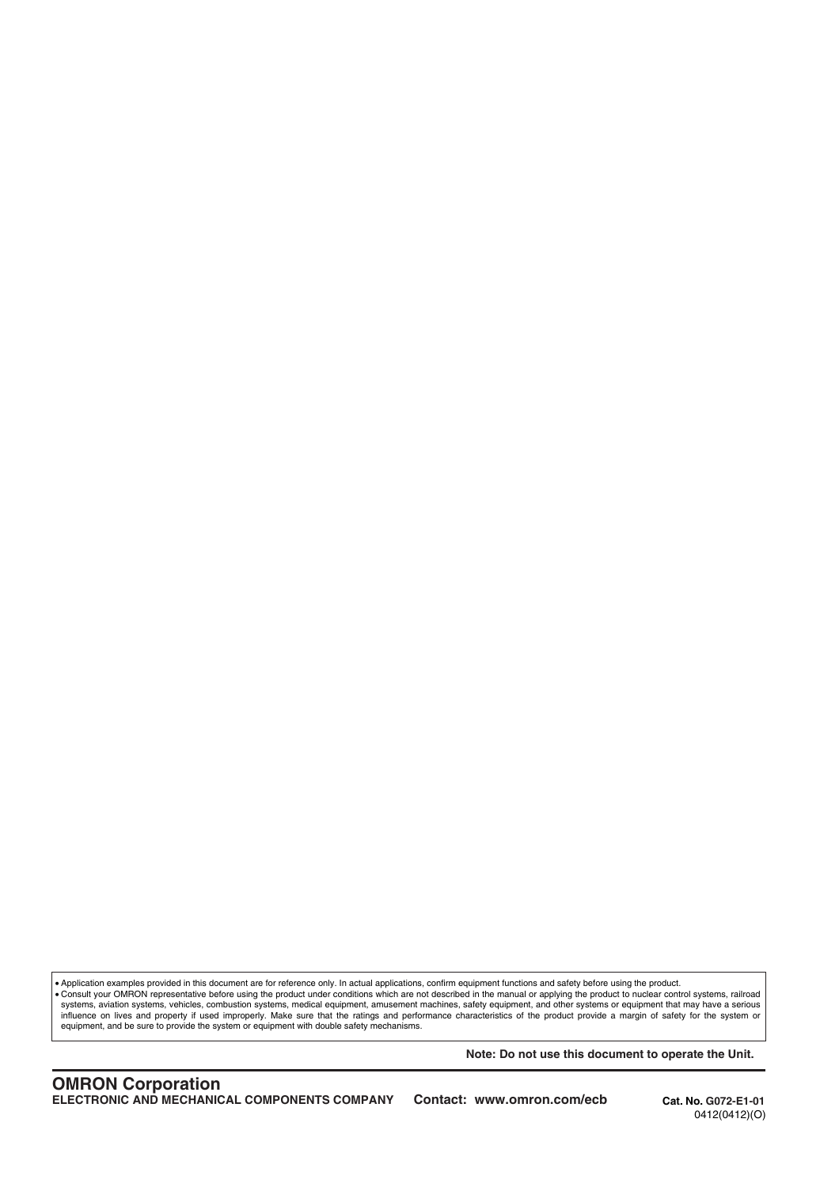- Application examples provided in this document are for reference only. In actual applications, confirm equipment functions and safety before using the product.
- Consult your OMRON representative before using the product under conditions which are not described in the manual or applying the product to nuclear control systems, railroad systems, aviation systems, vehicles, combustion systems, medical equipment, amusement machines, safety equipment, and other systems or equipment that may have a serious influence on lives and property if used improperly. Make sure that the ratings and performance characteristics of the product provide a margin of safety for the system or equipment, and be sure to provide the system or equipment with double safety mechanisms.

**Note: Do not use this document to operate the Unit.**

**OMRON Corporation**
**ELECTRONIC AND MECHANICAL COMPONENTS COMPANY** **Contact: www.omron.com/ecb**

**Cat. No. G072-E1-01**
0412(0412)(O)